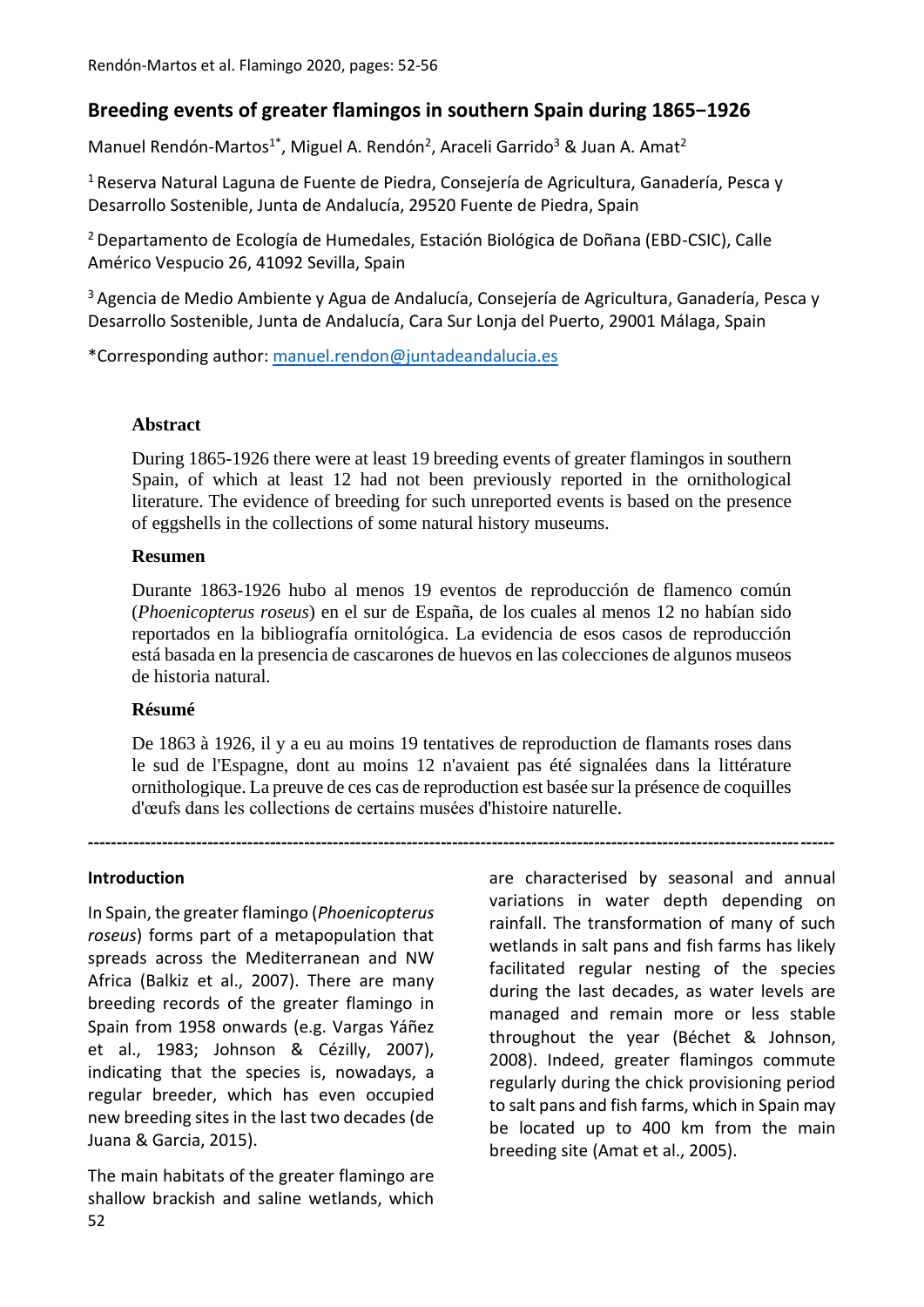# Breeding events of greater flamingos in southern Spain during 1865−1926

Manuel Rendón-Martos[1*], Miguel A. Rendón[2], Araceli Garrido[3] & Juan A. Amat[2]

[1] Reserva Natural Laguna de Fuente de Piedra, Consejería de Agricultura, Ganadería, Pesca y Desarrollo Sostenible, Junta de Andalucía, 29520 Fuente de Piedra, Spain

[2] Departamento de Ecología de Humedales, Estación Biológica de Doñana (EBD-CSIC), Calle Américo Vespucio 26, 41092 Sevilla, Spain

[3] Agencia de Medio Ambiente y Agua de Andalucía, Consejería de Agricultura, Ganadería, Pesca y Desarrollo Sostenible, Junta de Andalucía, Cara Sur Lonja del Puerto, 29001 Málaga, Spain

*Corresponding author: manuel.rendon@juntadeandalucia.es

### Abstract

During 1865-1926 there were at least 19 breeding events of greater flamingos in southern Spain, of which at least 12 had not been previously reported in the ornithological literature. The evidence of breeding for such unreported events is based on the presence of eggshells in the collections of some natural history museums.

### Resumen

Durante 1863-1926 hubo al menos 19 eventos de reproducción de flamenco común (*Phoenicopterus roseus*) en el sur de España, de los cuales al menos 12 no habían sido reportados en la bibliografía ornitológica. La evidencia de esos casos de reproducción está basada en la presencia de cascarones de huevos en las colecciones de algunos museos de historia natural.

### Résumé

De 1863 à 1926, il y a eu au moins 19 tentatives de reproduction de flamants roses dans le sud de l'Espagne, dont au moins 12 n'avaient pas été signalées dans la littérature ornithologique. La preuve de ces cas de reproduction est basée sur la présence de coquilles d'œufs dans les collections de certains musées d'histoire naturelle.

---

## Introduction

In Spain, the greater flamingo (*Phoenicopterus roseus*) forms part of a metapopulation that spreads across the Mediterranean and NW Africa (Balkiz et al., 2007). There are many breeding records of the greater flamingo in Spain from 1958 onwards (e.g. Vargas Yáñez et al., 1983; Johnson & Cézilly, 2007), indicating that the species is, nowadays, a regular breeder, which has even occupied new breeding sites in the last two decades (de Juana & Garcia, 2015).

The main habitats of the greater flamingo are shallow brackish and saline wetlands, which are characterised by seasonal and annual variations in water depth depending on rainfall. The transformation of many of such wetlands in salt pans and fish farms has likely facilitated regular nesting of the species during the last decades, as water levels are managed and remain more or less stable throughout the year (Béchet & Johnson, 2008). Indeed, greater flamingos commute regularly during the chick provisioning period to salt pans and fish farms, which in Spain may be located up to 400 km from the main breeding site (Amat et al., 2005).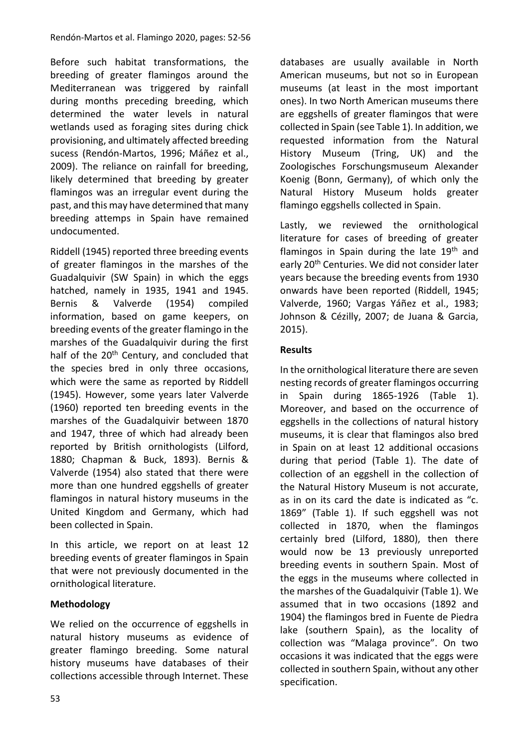Before such habitat transformations, the breeding of greater flamingos around the Mediterranean was triggered by rainfall during months preceding breeding, which determined the water levels in natural wetlands used as foraging sites during chick provisioning, and ultimately affected breeding sucess (Rendón-Martos, 1996; Máñez et al., 2009). The reliance on rainfall for breeding, likely determined that breeding by greater flamingos was an irregular event during the past, and this may have determined that many breeding attemps in Spain have remained undocumented.

Riddell (1945) reported three breeding events of greater flamingos in the marshes of the Guadalquivir (SW Spain) in which the eggs hatched, namely in 1935, 1941 and 1945. Bernis & Valverde (1954) compiled information, based on game keepers, on breeding events of the greater flamingo in the marshes of the Guadalquivir during the first half of the 20th Century, and concluded that the species bred in only three occasions, which were the same as reported by Riddell (1945). However, some years later Valverde (1960) reported ten breeding events in the marshes of the Guadalquivir between 1870 and 1947, three of which had already been reported by British ornithologists (Lilford, 1880; Chapman & Buck, 1893). Bernis & Valverde (1954) also stated that there were more than one hundred eggshells of greater flamingos in natural history museums in the United Kingdom and Germany, which had been collected in Spain.

In this article, we report on at least 12 breeding events of greater flamingos in Spain that were not previously documented in the ornithological literature.

## Methodology

We relied on the occurrence of eggshells in natural history museums as evidence of greater flamingo breeding. Some natural history museums have databases of their collections accessible through Internet. These databases are usually available in North American museums, but not so in European museums (at least in the most important ones). In two North American museums there are eggshells of greater flamingos that were collected in Spain (see Table 1). In addition, we requested information from the Natural History Museum (Tring, UK) and the Zoologisches Forschungsmuseum Alexander Koenig (Bonn, Germany), of which only the Natural History Museum holds greater flamingo eggshells collected in Spain.

Lastly, we reviewed the ornithological literature for cases of breeding of greater flamingos in Spain during the late 19th and early 20th Centuries. We did not consider later years because the breeding events from 1930 onwards have been reported (Riddell, 1945; Valverde, 1960; Vargas Yáñez et al., 1983; Johnson & Cézilly, 2007; de Juana & Garcia, 2015).

## Results

In the ornithological literature there are seven nesting records of greater flamingos occurring in Spain during 1865-1926 (Table 1). Moreover, and based on the occurrence of eggshells in the collections of natural history museums, it is clear that flamingos also bred in Spain on at least 12 additional occasions during that period (Table 1). The date of collection of an eggshell in the collection of the Natural History Museum is not accurate, as in on its card the date is indicated as "c. 1869" (Table 1). If such eggshell was not collected in 1870, when the flamingos certainly bred (Lilford, 1880), then there would now be 13 previously unreported breeding events in southern Spain. Most of the eggs in the museums where collected in the marshes of the Guadalquivir (Table 1). We assumed that in two occasions (1892 and 1904) the flamingos bred in Fuente de Piedra lake (southern Spain), as the locality of collection was "Malaga province". On two occasions it was indicated that the eggs were collected in southern Spain, without any other specification.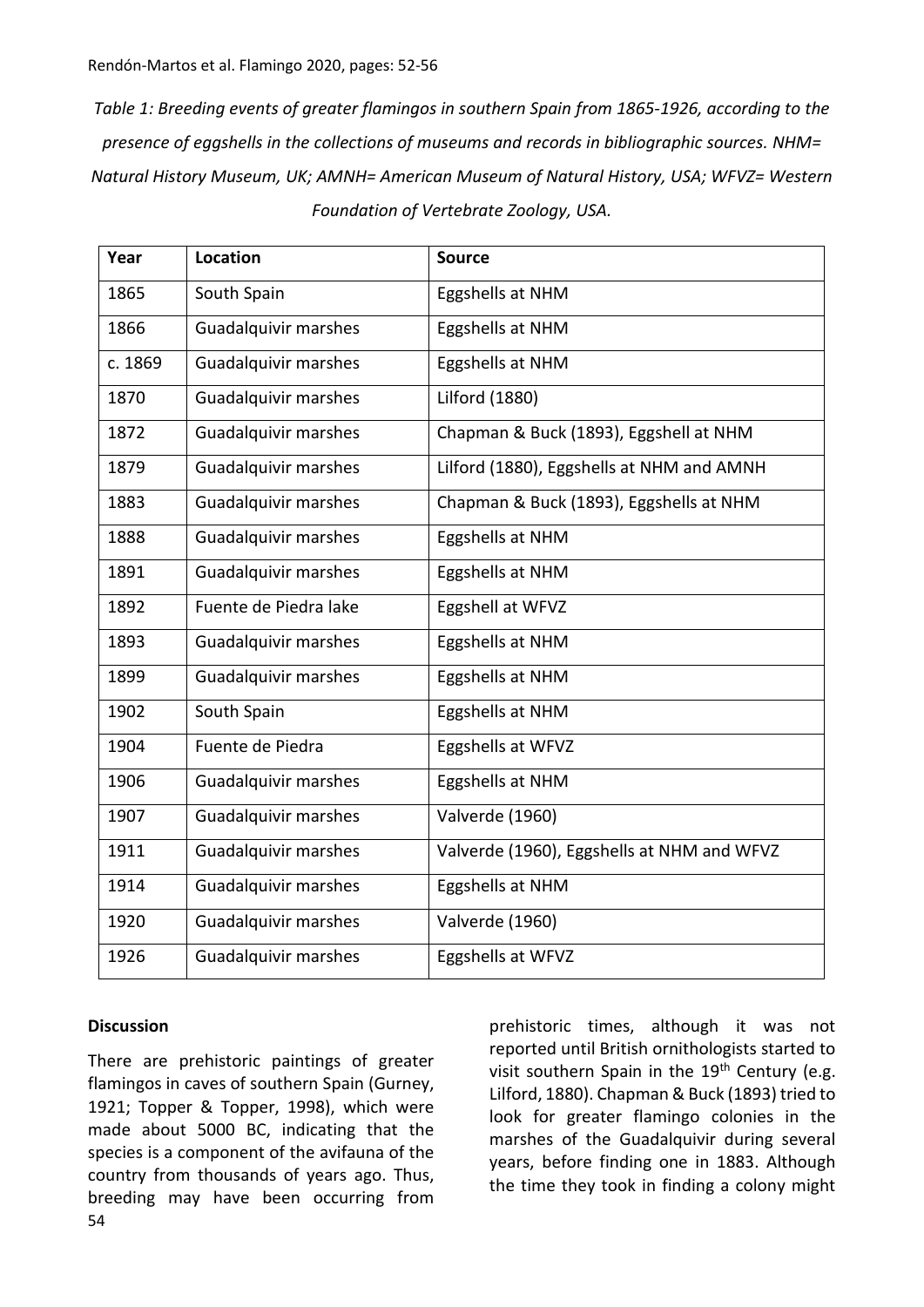*Table 1: Breeding events of greater flamingos in southern Spain from 1865-1926, according to the presence of eggshells in the collections of museums and records in bibliographic sources. NHM= Natural History Museum, UK; AMNH= American Museum of Natural History, USA; WFVZ= Western Foundation of Vertebrate Zoology, USA.*

| Year | Location | Source |
|---|---|---|
| 1865 | South Spain | Eggshells at NHM |
| 1866 | Guadalquivir marshes | Eggshells at NHM |
| c. 1869 | Guadalquivir marshes | Eggshells at NHM |
| 1870 | Guadalquivir marshes | Lilford (1880) |
| 1872 | Guadalquivir marshes | Chapman & Buck (1893), Eggshell at NHM |
| 1879 | Guadalquivir marshes | Lilford (1880), Eggshells at NHM and AMNH |
| 1883 | Guadalquivir marshes | Chapman & Buck (1893), Eggshells at NHM |
| 1888 | Guadalquivir marshes | Eggshells at NHM |
| 1891 | Guadalquivir marshes | Eggshells at NHM |
| 1892 | Fuente de Piedra lake | Eggshell at WFVZ |
| 1893 | Guadalquivir marshes | Eggshells at NHM |
| 1899 | Guadalquivir marshes | Eggshells at NHM |
| 1902 | South Spain | Eggshells at NHM |
| 1904 | Fuente de Piedra | Eggshells at WFVZ |
| 1906 | Guadalquivir marshes | Eggshells at NHM |
| 1907 | Guadalquivir marshes | Valverde (1960) |
| 1911 | Guadalquivir marshes | Valverde (1960), Eggshells at NHM and WFVZ |
| 1914 | Guadalquivir marshes | Eggshells at NHM |
| 1920 | Guadalquivir marshes | Valverde (1960) |
| 1926 | Guadalquivir marshes | Eggshells at WFVZ |

## Discussion

There are prehistoric paintings of greater flamingos in caves of southern Spain (Gurney, 1921; Topper & Topper, 1998), which were made about 5000 BC, indicating that the species is a component of the avifauna of the country from thousands of years ago. Thus, breeding may have been occurring from prehistoric times, although it was not reported until British ornithologists started to visit southern Spain in the 19th Century (e.g. Lilford, 1880). Chapman & Buck (1893) tried to look for greater flamingo colonies in the marshes of the Guadalquivir during several years, before finding one in 1883. Although the time they took in finding a colony might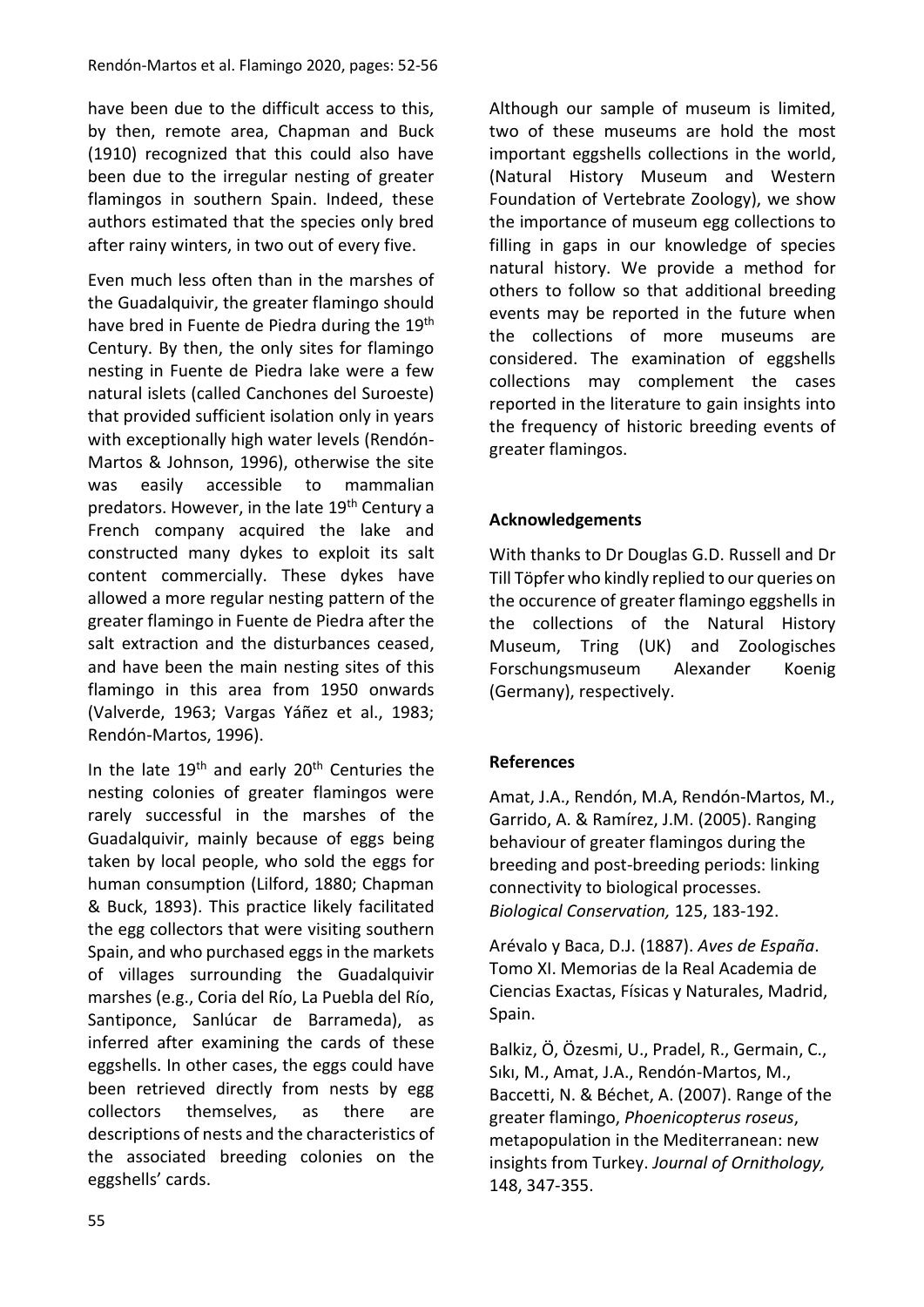have been due to the difficult access to this, by then, remote area, Chapman and Buck (1910) recognized that this could also have been due to the irregular nesting of greater flamingos in southern Spain. Indeed, these authors estimated that the species only bred after rainy winters, in two out of every five.

Even much less often than in the marshes of the Guadalquivir, the greater flamingo should have bred in Fuente de Piedra during the 19th Century. By then, the only sites for flamingo nesting in Fuente de Piedra lake were a few natural islets (called Canchones del Suroeste) that provided sufficient isolation only in years with exceptionally high water levels (Rendón-Martos & Johnson, 1996), otherwise the site was easily accessible to mammalian predators. However, in the late 19th Century a French company acquired the lake and constructed many dykes to exploit its salt content commercially. These dykes have allowed a more regular nesting pattern of the greater flamingo in Fuente de Piedra after the salt extraction and the disturbances ceased, and have been the main nesting sites of this flamingo in this area from 1950 onwards (Valverde, 1963; Vargas Yáñez et al., 1983; Rendón-Martos, 1996).

In the late 19th and early 20th Centuries the nesting colonies of greater flamingos were rarely successful in the marshes of the Guadalquivir, mainly because of eggs being taken by local people, who sold the eggs for human consumption (Lilford, 1880; Chapman & Buck, 1893). This practice likely facilitated the egg collectors that were visiting southern Spain, and who purchased eggs in the markets of villages surrounding the Guadalquivir marshes (e.g., Coria del Río, La Puebla del Río, Santiponce, Sanlúcar de Barrameda), as inferred after examining the cards of these eggshells. In other cases, the eggs could have been retrieved directly from nests by egg collectors themselves, as there are descriptions of nests and the characteristics of the associated breeding colonies on the eggshells' cards.

Although our sample of museum is limited, two of these museums are hold the most important eggshells collections in the world, (Natural History Museum and Western Foundation of Vertebrate Zoology), we show the importance of museum egg collections to filling in gaps in our knowledge of species natural history. We provide a method for others to follow so that additional breeding events may be reported in the future when the collections of more museums are considered. The examination of eggshells collections may complement the cases reported in the literature to gain insights into the frequency of historic breeding events of greater flamingos.

## Acknowledgements

With thanks to Dr Douglas G.D. Russell and Dr Till Töpfer who kindly replied to our queries on the occurence of greater flamingo eggshells in the collections of the Natural History Museum, Tring (UK) and Zoologisches Forschungsmuseum Alexander Koenig (Germany), respectively.

## References

Amat, J.A., Rendón, M.A, Rendón-Martos, M., Garrido, A. & Ramírez, J.M. (2005). Ranging behaviour of greater flamingos during the breeding and post-breeding periods: linking connectivity to biological processes. *Biological Conservation,* 125, 183-192.

Arévalo y Baca, D.J. (1887). *Aves de España*. Tomo XI. Memorias de la Real Academia de Ciencias Exactas, Físicas y Naturales, Madrid, Spain.

Balkiz, Ö, Özesmi, U., Pradel, R., Germain, C., Sıkı, M., Amat, J.A., Rendón-Martos, M., Baccetti, N. & Béchet, A. (2007). Range of the greater flamingo, *Phoenicopterus roseus*, metapopulation in the Mediterranean: new insights from Turkey. *Journal of Ornithology,* 148, 347-355.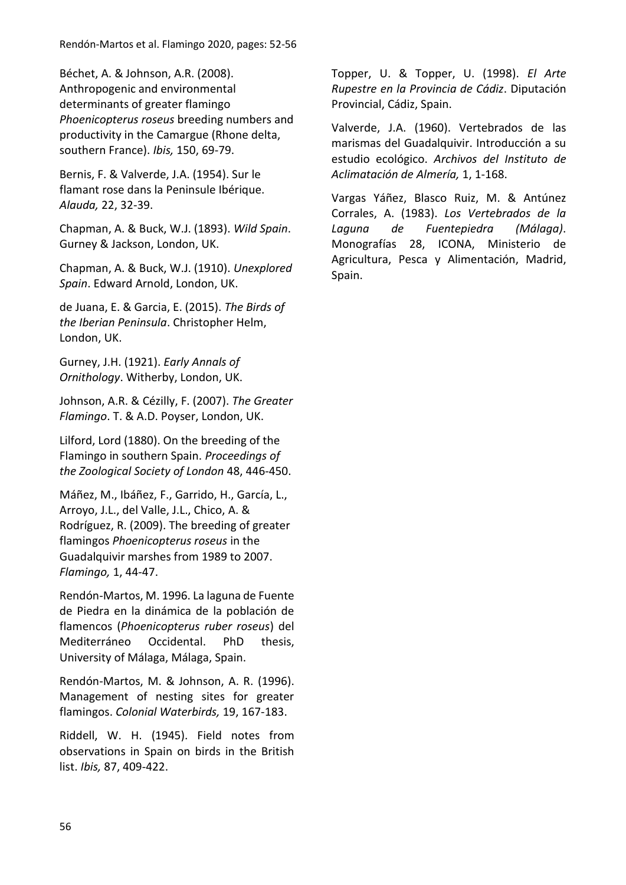Béchet, A. & Johnson, A.R. (2008). Anthropogenic and environmental determinants of greater flamingo *Phoenicopterus roseus* breeding numbers and productivity in the Camargue (Rhone delta, southern France). *Ibis,* 150, 69-79.

Bernis, F. & Valverde, J.A. (1954). Sur le flamant rose dans la Peninsule Ibérique. *Alauda,* 22, 32-39.

Chapman, A. & Buck, W.J. (1893). *Wild Spain*. Gurney & Jackson, London, UK.

Chapman, A. & Buck, W.J. (1910). *Unexplored Spain*. Edward Arnold, London, UK.

de Juana, E. & Garcia, E. (2015). *The Birds of the Iberian Peninsula*. Christopher Helm, London, UK.

Gurney, J.H. (1921). *Early Annals of Ornithology*. Witherby, London, UK.

Johnson, A.R. & Cézilly, F. (2007). *The Greater Flamingo*. T. & A.D. Poyser, London, UK.

Lilford, Lord (1880). On the breeding of the Flamingo in southern Spain. *Proceedings of the Zoological Society of London* 48, 446-450.

Máñez, M., Ibáñez, F., Garrido, H., García, L., Arroyo, J.L., del Valle, J.L., Chico, A. & Rodríguez, R. (2009). The breeding of greater flamingos *Phoenicopterus roseus* in the Guadalquivir marshes from 1989 to 2007. *Flamingo,* 1, 44-47.

Rendón-Martos, M. 1996. La laguna de Fuente de Piedra en la dinámica de la población de flamencos (*Phoenicopterus ruber roseus*) del Mediterráneo Occidental. PhD thesis, University of Málaga, Málaga, Spain.

Rendón-Martos, M. & Johnson, A. R. (1996). Management of nesting sites for greater flamingos. *Colonial Waterbirds,* 19, 167-183.

Riddell, W. H. (1945). Field notes from observations in Spain on birds in the British list. *Ibis,* 87, 409-422.

Topper, U. & Topper, U. (1998). *El Arte Rupestre en la Provincia de Cádiz*. Diputación Provincial, Cádiz, Spain.

Valverde, J.A. (1960). Vertebrados de las marismas del Guadalquivir. Introducción a su estudio ecológico. *Archivos del Instituto de Aclimatación de Almería,* 1, 1-168.

Vargas Yáñez, Blasco Ruiz, M. & Antúnez Corrales, A. (1983). *Los Vertebrados de la Laguna de Fuentepiedra (Málaga)*. Monografías 28, ICONA, Ministerio de Agricultura, Pesca y Alimentación, Madrid, Spain.